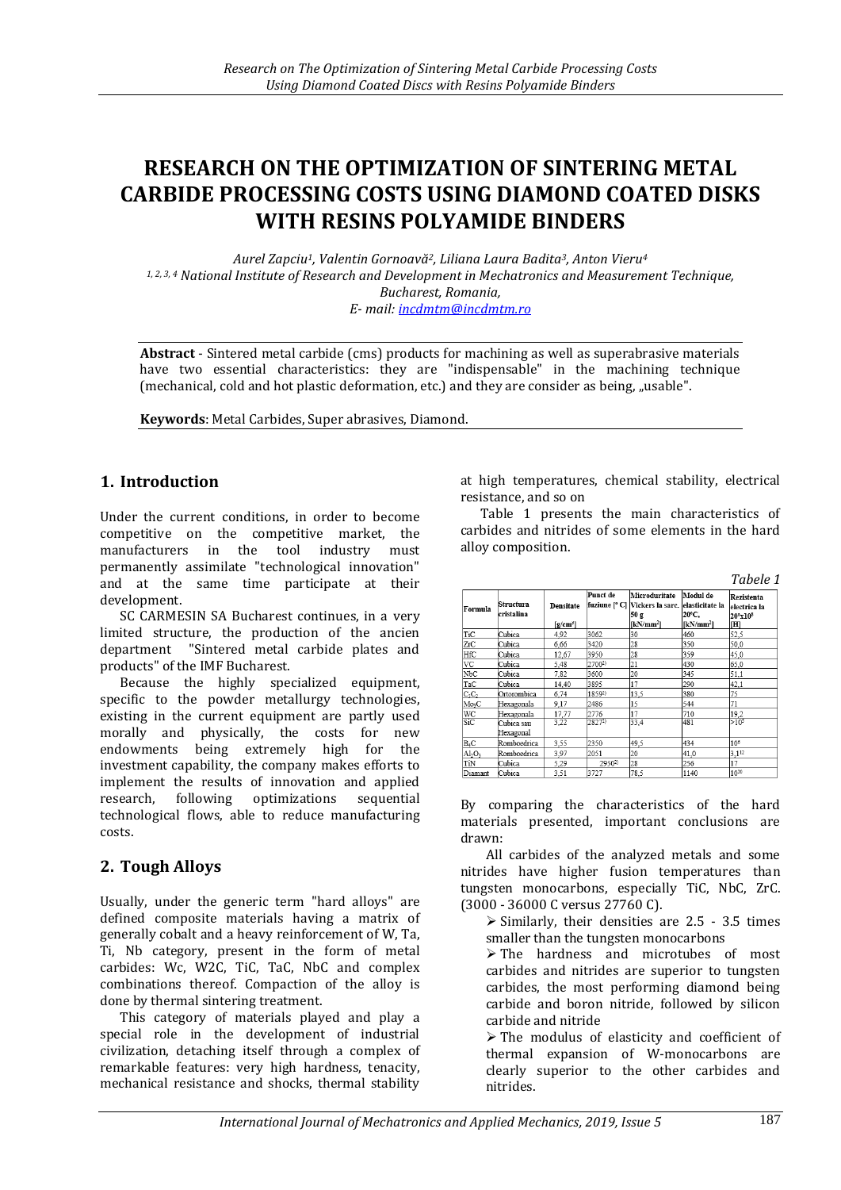# RESEARCH ON THE OPTIMIZATION OF SINTERING METAL CARBIDE PROCESSING COSTS USING DIAMOND COATED DISKS WITH RESINS POLYAMIDE BINDERS

*Aurel Zapciu[1], Valentin Gornoavă[2], Liliana Laura Badita[3], Anton Vieru[4]*

*[1, 2, 3, 4] National Institute of Research and Development in Mechatronics and Measurement Technique, Bucharest, Romania,*

*E- mail: incdmtm@incdmtm.ro*

**Abstract** - Sintered metal carbide (cms) products for machining as well as superabrasive materials have two essential characteristics: they are "indispensable" in the machining technique (mechanical, cold and hot plastic deformation, etc.) and they are consider as being, „usable".

**Keywords**: Metal Carbides, Super abrasives, Diamond.

## 1. Introduction

Under the current conditions, in order to become competitive on the competitive market, the manufacturers in the tool industry must permanently assimilate "technological innovation" and at the same time participate at their development.

SC CARMESIN SA Bucharest continues, in a very limited structure, the production of the ancien department "Sintered metal carbide plates and products" of the IMF Bucharest.

Because the highly specialized equipment, specific to the powder metallurgy technologies, existing in the current equipment are partly used morally and physically, the costs for new endowments being extremely high for the investment capability, the company makes efforts to implement the results of innovation and applied research, following optimizations sequential technological flows, able to reduce manufacturing costs.

## 2. Tough Alloys

Usually, under the generic term "hard alloys" are defined composite materials having a matrix of generally cobalt and a heavy reinforcement of W, Ta, Ti, Nb category, present in the form of metal carbides: Wc, W2C, TiC, TaC, NbC and complex combinations thereof. Compaction of the alloy is done by thermal sintering treatment.

This category of materials played and play a special role in the development of industrial civilization, detaching itself through a complex of remarkable features: very high hardness, tenacity, mechanical resistance and shocks, thermal stability at high temperatures, chemical stability, electrical resistance, and so on

Table 1 presents the main characteristics of carbides and nitrides of some elements in the hard alloy composition.

*Tabele 1*

| Formula | Structura cristalina | Densitate [g/cm³] | Punct de fuziune [° C] | Microduritate Vickers la sarc. 50 g [kN/mm²] | Modul de elasticitate la 20°C, [kN/mm²] | Rezistenta electrica la 20°x10⁸ [H] |
|---|---|---|---|---|---|---|
| TiC | Cubica | 4,92 | 3062 | 30 | 460 | 52,5 |
| ZrC | Cubica | 6,66 | 3420 | 28 | 350 | 50,0 |
| HfC | Cubica | 12,67 | 3950 | 28 | 359 | 45,0 |
| VC | Cubica | 5,48 | 2700[2] | 21 | 430 | 65,0 |
| NbC | Cubica | 7,82 | 3600 | 20 | 345 | 51,1 |
| TaC | Cubica | 14,40 | 3895 | 17 | 290 | 42,1 |
| $C_3C_2$ | Ortorombica | 6,74 | 1859[1] | 13,5 | 380 | 75 |
| $Mo_2C$ | Hexagonala | 9,17 | 2486 | 15 | 544 | 71 |
| WC | Hexagonala | 17,77 | 2776 | 17 | 710 | 19,2 |
| SiC | Cubica sau Hexagonal | 3,22 | 2827[2] | 33,4 | 481 | >10⁵ |
| $B_4C$ | Romboedrica | 3,55 | 2350 | 49,5 | 434 | 10⁶ |
| $Al_2O_3$ | Romboedrica | 3,97 | 2051 | 20 | 41,0 | 3,1¹² |
| TiN | Cubica | 5,29 | 2950[2] | 28 | 256 | 17 |
| Diamant | Cubica | 3,51 | 3727 | 78,5 | 1140 | 10²⁰ |

By comparing the characteristics of the hard materials presented, important conclusions are drawn:

All carbides of the analyzed metals and some nitrides have higher fusion temperatures than tungsten monocarbons, especially TiC, NbC, ZrC. (3000 - 36000 C versus 27760 C).

- Similarly, their densities are 2.5 - 3.5 times smaller than the tungsten monocarbons
- The hardness and microtubes of most carbides and nitrides are superior to tungsten carbides, the most performing diamond being carbide and boron nitride, followed by silicon carbide and nitride
- The modulus of elasticity and coefficient of thermal expansion of W-monocarbons are clearly superior to the other carbides and nitrides.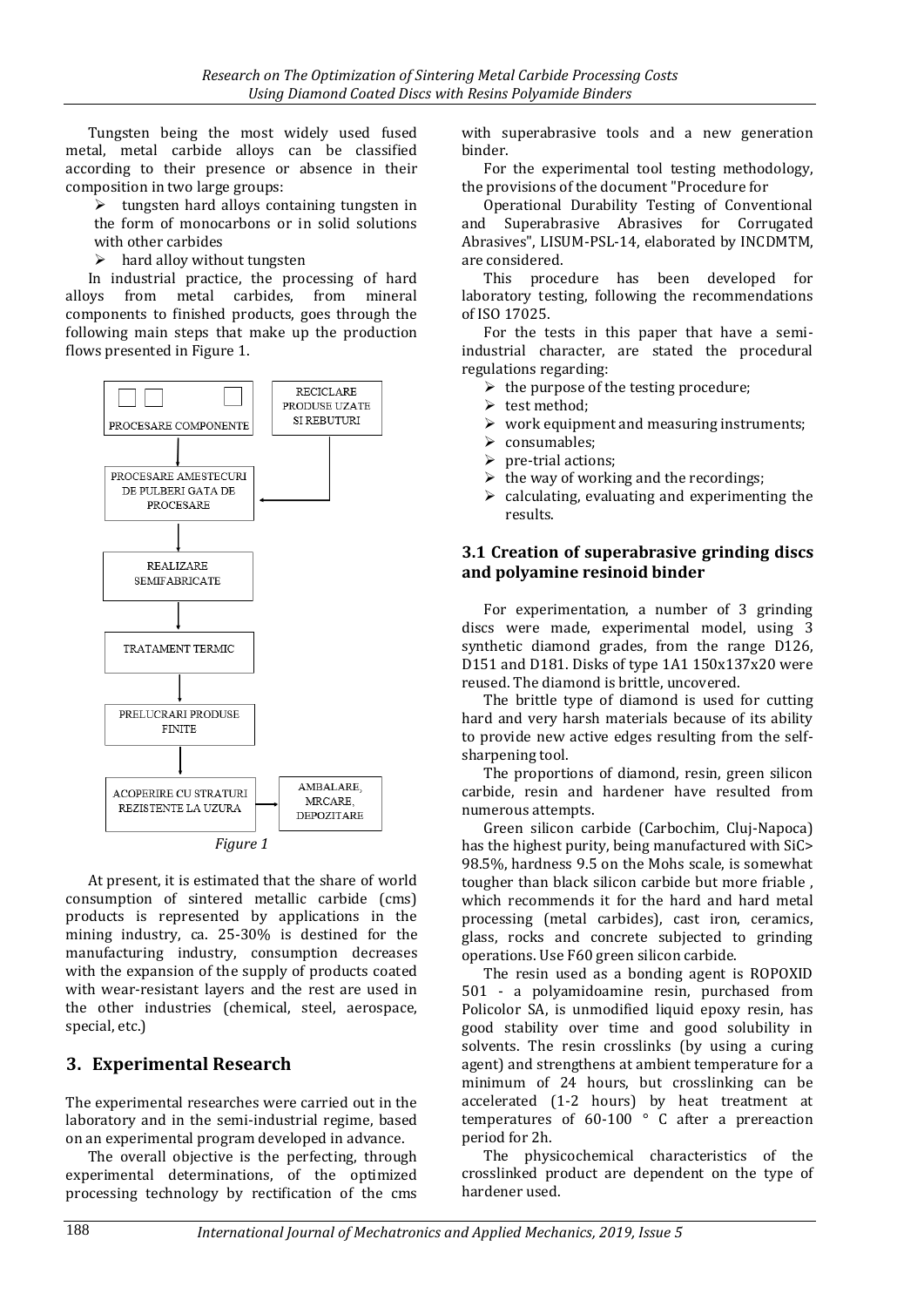Tungsten being the most widely used fused metal, metal carbide alloys can be classified according to their presence or absence in their composition in two large groups:

- tungsten hard alloys containing tungsten in the form of monocarbons or in solid solutions with other carbides
- hard alloy without tungsten

In industrial practice, the processing of hard alloys from metal carbides, from mineral components to finished products, goes through the following main steps that make up the production flows presented in Figure 1.

PROCESARE COMPONENTE → PROCESARE AMESTECURI DE PULBERI GATA DE PROCESARE (← RECICLARE PRODUSE UZATE SI REBUTURI) → REALIZARE SEMIFABRICATE → TRATAMENT TERMIC → PRELUCRARI PRODUSE FINITE → ACOPERIRE CU STRATURI REZISTENTE LA UZURA → AMBALARE, MRCARE, DEPOZITARE

*Figure 1*

At present, it is estimated that the share of world consumption of sintered metallic carbide (cms) products is represented by applications in the mining industry, ca. 25-30% is destined for the manufacturing industry, consumption decreases with the expansion of the supply of products coated with wear-resistant layers and the rest are used in the other industries (chemical, steel, aerospace, special, etc.)

## 3. Experimental Research

The experimental researches were carried out in the laboratory and in the semi-industrial regime, based on an experimental program developed in advance.

The overall objective is the perfecting, through experimental determinations, of the optimized processing technology by rectification of the cms with superabrasive tools and a new generation binder.

For the experimental tool testing methodology, the provisions of the document "Procedure for Operational Durability Testing of Conventional and Superabrasive Abrasives for Corrugated Abrasives", LISUM-PSL-14, elaborated by INCDMTM, are considered.

This procedure has been developed for laboratory testing, following the recommendations of ISO 17025.

For the tests in this paper that have a semi-industrial character, are stated the procedural regulations regarding:

- the purpose of the testing procedure;
- test method;
- work equipment and measuring instruments;
- consumables;
- pre-trial actions;
- the way of working and the recordings;
- calculating, evaluating and experimenting the results.

### 3.1 Creation of superabrasive grinding discs and polyamine resinoid binder

For experimentation, a number of 3 grinding discs were made, experimental model, using 3 synthetic diamond grades, from the range D126, D151 and D181. Disks of type 1A1 150x137x20 were reused. The diamond is brittle, uncovered.

The brittle type of diamond is used for cutting hard and very harsh materials because of its ability to provide new active edges resulting from the self-sharpening tool.

The proportions of diamond, resin, green silicon carbide, resin and hardener have resulted from numerous attempts.

Green silicon carbide (Carbochim, Cluj-Napoca) has the highest purity, being manufactured with SiC> 98.5%, hardness 9.5 on the Mohs scale, is somewhat tougher than black silicon carbide but more friable , which recommends it for the hard and hard metal processing (metal carbides), cast iron, ceramics, glass, rocks and concrete subjected to grinding operations. Use F60 green silicon carbide.

The resin used as a bonding agent is ROPOXID 501 - a polyamidoamine resin, purchased from Policolor SA, is unmodified liquid epoxy resin, has good stability over time and good solubility in solvents. The resin crosslinks (by using a curing agent) and strengthens at ambient temperature for a minimum of 24 hours, but crosslinking can be accelerated (1-2 hours) by heat treatment at temperatures of 60-100 ° C after a prereaction period for 2h.

The physicochemical characteristics of the crosslinked product are dependent on the type of hardener used.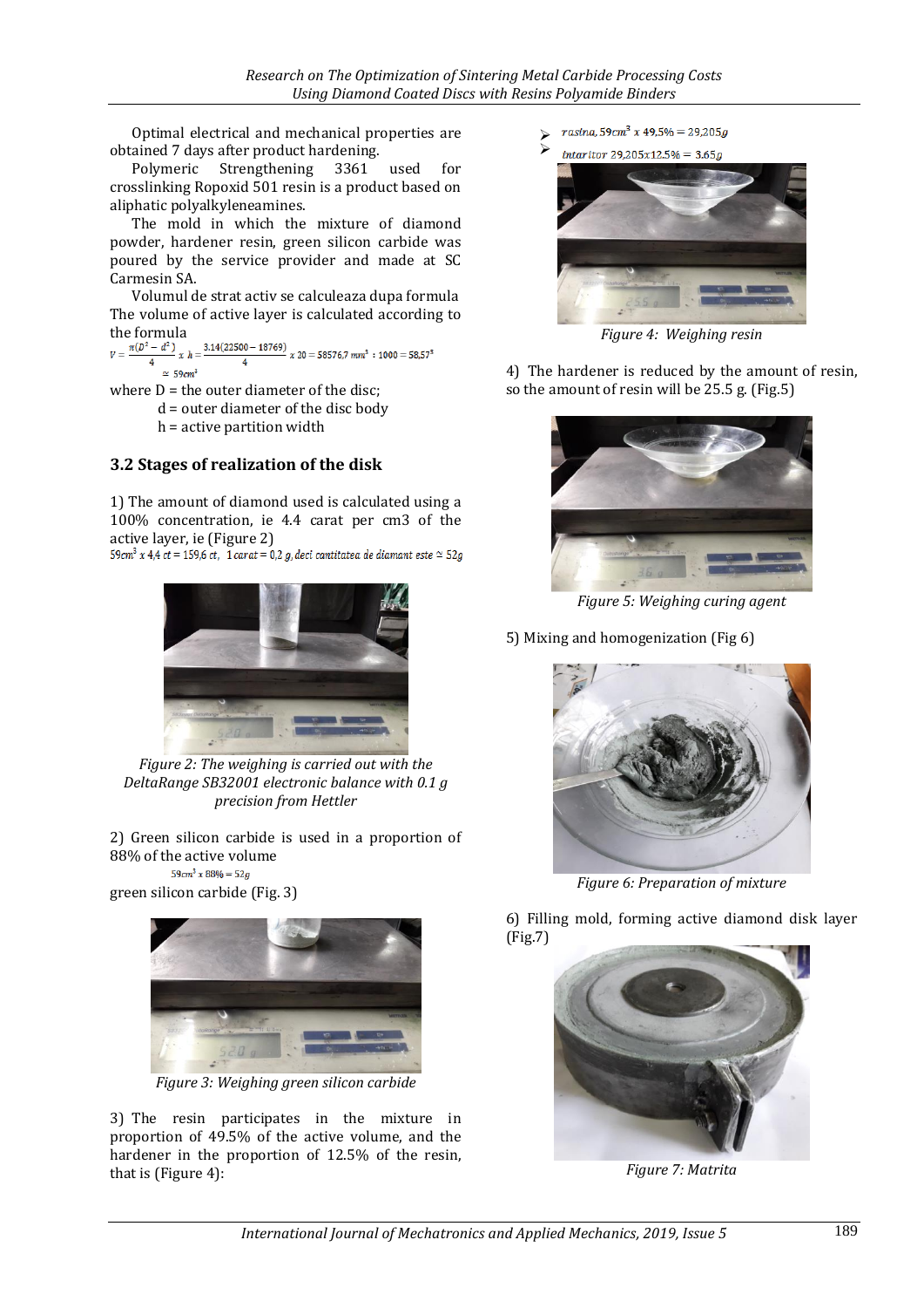Optimal electrical and mechanical properties are obtained 7 days after product hardening.

Polymeric Strengthening 3361 used for crosslinking Ropoxid 501 resin is a product based on aliphatic polyalkyleneamines.

The mold in which the mixture of diamond powder, hardener resin, green silicon carbide was poured by the service provider and made at SC Carmesin SA.

Volumul de strat activ se calculeaza dupa formula

The volume of active layer is calculated according to the formula

$$V = \frac{\pi(D^2 - d^2)}{4} x\ h = \frac{3.14(22500 - 18769)}{4} x\ 20 = 58576{,}7\ mm^3 : 1000 = 58{,}57^3 \simeq 59cm^3$$

where D = the outer diameter of the disc;

d = outer diameter of the disc body

h = active partition width

## 3.2 Stages of realization of the disk

1) The amount of diamond used is calculated using a 100% concentration, ie 4.4 carat per cm3 of the active layer, ie (Figure 2)

$59cm^3\ x\ 4{,}4\ ct = 159{,}6\ ct,\ \ 1\,carat = 0{,}2\ g,$ *deci cantitatea de diamant este* $\simeq 52g$

Figure 2: The weighing is carried out with the DeltaRange SB32001 electronic balance with 0.1 g precision from Hettler

2) Green silicon carbide is used in a proportion of 88% of the active volume

$59cm^3\ x\ 88\% = 52g$

green silicon carbide (Fig. 3)

Figure 3: Weighing green silicon carbide

3) The resin participates in the mixture in proportion of 49.5% of the active volume, and the hardener in the proportion of 12.5% of the resin, that is (Figure 4):

- $rasina, 59cm^3\ x\ 49{,}5\% = 29{,}205g$
- $intaritor\ 29{,}205x12{,}5\% = 3{,}65g$

Figure 4: Weighing resin

4) The hardener is reduced by the amount of resin, so the amount of resin will be 25.5 g. (Fig.5)

Figure 5: Weighing curing agent

5) Mixing and homogenization (Fig 6)

Figure 6: Preparation of mixture

6) Filling mold, forming active diamond disk layer (Fig.7)

Figure 7: Matrita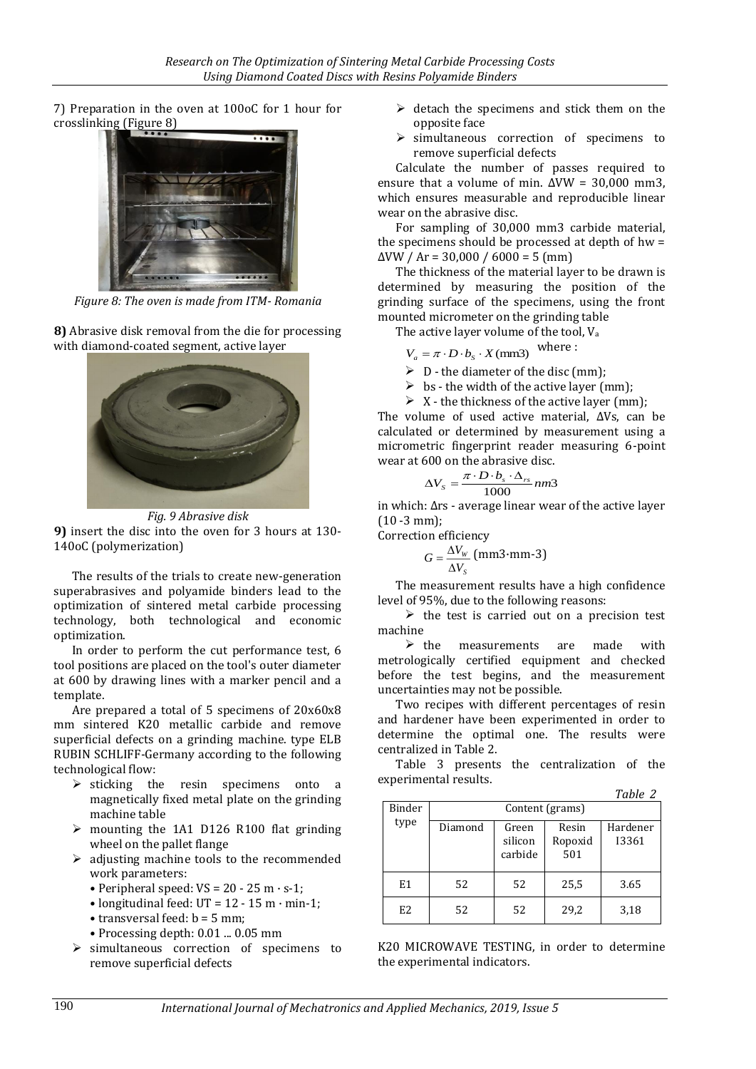7) Preparation in the oven at 100oC for 1 hour for crosslinking (Figure 8)

*Figure 8: The oven is made from ITM- Romania*

**8)** Abrasive disk removal from the die for processing with diamond-coated segment, active layer

*Fig. 9 Abrasive disk*

**9)** insert the disc into the oven for 3 hours at 130-140oC (polymerization)

The results of the trials to create new-generation superabrasives and polyamide binders lead to the optimization of sintered metal carbide processing technology, both technological and economic optimization.

In order to perform the cut performance test, 6 tool positions are placed on the tool's outer diameter at 600 by drawing lines with a marker pencil and a template.

Are prepared a total of 5 specimens of 20x60x8 mm sintered K20 metallic carbide and remove superficial defects on a grinding machine. type ELB RUBIN SCHLIFF-Germany according to the following technological flow:

- sticking the resin specimens onto a magnetically fixed metal plate on the grinding machine table
- mounting the 1A1 D126 R100 flat grinding wheel on the pallet flange
- adjusting machine tools to the recommended work parameters:
  - Peripheral speed: VS = 20 - 25 m · s-1;
  - longitudinal feed: UT = 12 - 15 m · min-1;
  - transversal feed: b = 5 mm;
  - Processing depth: 0.01 ... 0.05 mm
- simultaneous correction of specimens to remove superficial defects
- detach the specimens and stick them on the opposite face
- simultaneous correction of specimens to remove superficial defects

Calculate the number of passes required to ensure that a volume of min. ΔVW = 30,000 mm3, which ensures measurable and reproducible linear wear on the abrasive disc.

For sampling of 30,000 mm3 carbide material, the specimens should be processed at depth of hw = ΔVW / Ar = 30,000 / 6000 = 5 (mm)

The thickness of the material layer to be drawn is determined by measuring the position of the grinding surface of the specimens, using the front mounted micrometer on the grinding table

The active layer volume of the tool, $V_a$

$$V_a = \pi \cdot D \cdot b_S \cdot X \,(\text{mm3})$$ where :

- D - the diameter of the disc (mm);
- bs - the width of the active layer (mm);
- X - the thickness of the active layer (mm);

The volume of used active material, ΔVs, can be calculated or determined by measurement using a micrometric fingerprint reader measuring 6-point wear at 600 on the abrasive disc.

$$\Delta V_S = \frac{\pi \cdot D \cdot b_s \cdot \Delta_{rs}}{1000} nm3$$

in which: Δrs - average linear wear of the active layer (10 -3 mm);

Correction efficiency

$$G = \frac{\Delta V_W}{\Delta V_S} \,(\text{mm3·mm-3})$$

The measurement results have a high confidence level of 95%, due to the following reasons:

- the test is carried out on a precision test machine
- the measurements are made with metrologically certified equipment and checked before the test begins, and the measurement uncertainties may not be possible.

Two recipes with different percentages of resin and hardener have been experimented in order to determine the optimal one. The results were centralized in Table 2.

Table 3 presents the centralization of the experimental results.

*Table 2*

| Binder type | Content (grams) | | | |
|---|---|---|---|---|
| | Diamond | Green silicon carbide | Resin Ropoxid 501 | Hardener I3361 |
| E1 | 52 | 52 | 25,5 | 3.65 |
| E2 | 52 | 52 | 29,2 | 3,18 |

K20 MICROWAVE TESTING, in order to determine the experimental indicators.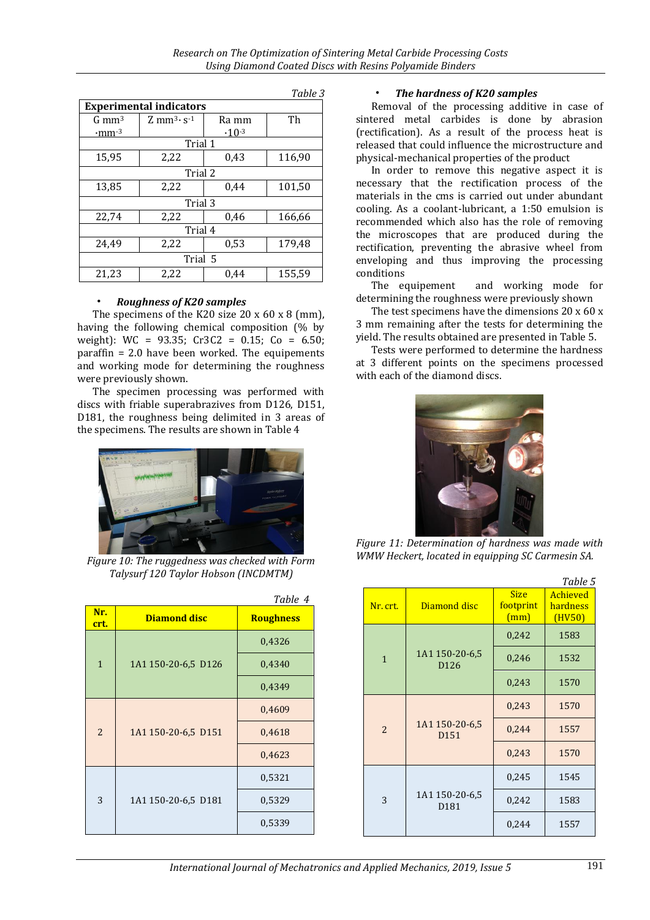Table 3

| Experimental indicators | | | |
|---|---|---|---|
| G $mm^3 \cdot mm^{-3}$ | Z $mm^3 \cdot s^{-1}$ | Ra mm $\cdot 10^{-3}$ | Th |
| Trial 1 | | | |
| 15,95 | 2,22 | 0,43 | 116,90 |
| Trial 2 | | | |
| 13,85 | 2,22 | 0,44 | 101,50 |
| Trial 3 | | | |
| 22,74 | 2,22 | 0,46 | 166,66 |
| Trial 4 | | | |
| 24,49 | 2,22 | 0,53 | 179,48 |
| Trial 5 | | | |
| 21,23 | 2,22 | 0,44 | 155,59 |

- ***Roughness of K20 samples***

The specimens of the K20 size 20 x 60 x 8 (mm), having the following chemical composition (% by weight): WC = 93.35; Cr3C2 = 0.15; Co = 6.50; paraffin = 2.0 have been worked. The equipements and working mode for determining the roughness were previously shown.

The specimen processing was performed with discs with friable superabrazives from D126, D151, D181, the roughness being delimited in 3 areas of the specimens. The results are shown in Table 4

*Figure 10: The ruggedness was checked with Form Talysurf 120 Taylor Hobson (INCDMTM)*

Table 4

| Nr. crt. | Diamond disc | Roughness |
|---|---|---|
| 1 | 1A1 150-20-6,5 D126 | 0,4326 |
| | | 0,4340 |
| | | 0,4349 |
| 2 | 1A1 150-20-6,5 D151 | 0,4609 |
| | | 0,4618 |
| | | 0,4623 |
| 3 | 1A1 150-20-6,5 D181 | 0,5321 |
| | | 0,5329 |
| | | 0,5339 |

- ***The hardness of K20 samples***

Removal of the processing additive in case of sintered metal carbides is done by abrasion (rectification). As a result of the process heat is released that could influence the microstructure and physical-mechanical properties of the product

In order to remove this negative aspect it is necessary that the rectification process of the materials in the cms is carried out under abundant cooling. As a coolant-lubricant, a 1:50 emulsion is recommended which also has the role of removing the microscopes that are produced during the rectification, preventing the abrasive wheel from enveloping and thus improving the processing conditions

The equipement and working mode for determining the roughness were previously shown

The test specimens have the dimensions 20 x 60 x 3 mm remaining after the tests for determining the yield. The results obtained are presented in Table 5.

Tests were performed to determine the hardness at 3 different points on the specimens processed with each of the diamond discs.

*Figure 11: Determination of hardness was made with WMW Heckert, located in equipping SC Carmesin SA.*

Table 5

| Nr. crt. | Diamond disc | Size footprint (mm) | Achieved hardness (HV50) |
|---|---|---|---|
| 1 | 1A1 150-20-6,5 D126 | 0,242 | 1583 |
| | | 0,246 | 1532 |
| | | 0,243 | 1570 |
| 2 | 1A1 150-20-6,5 D151 | 0,243 | 1570 |
| | | 0,244 | 1557 |
| | | 0,243 | 1570 |
| 3 | 1A1 150-20-6,5 D181 | 0,245 | 1545 |
| | | 0,242 | 1583 |
| | | 0,244 | 1557 |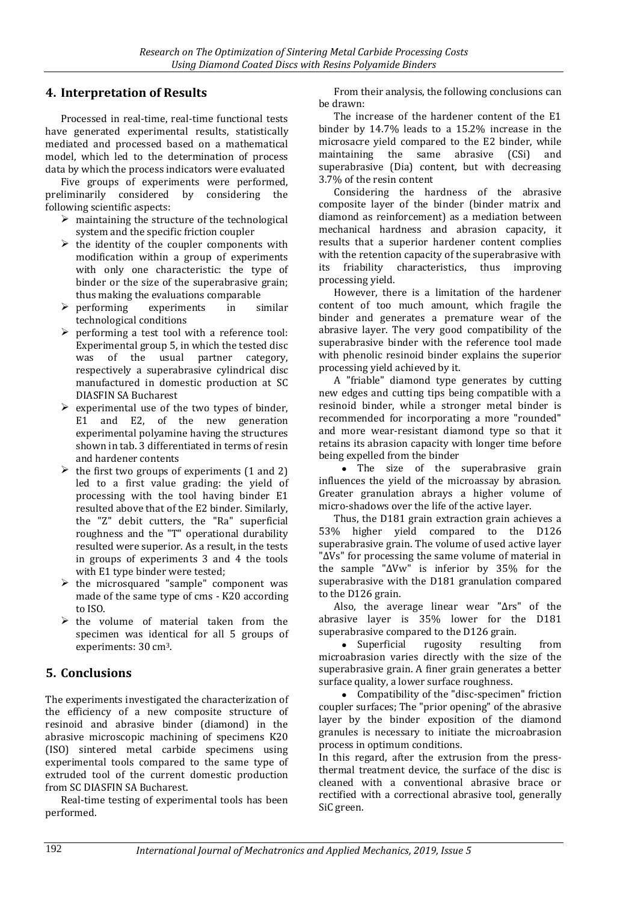## 4. Interpretation of Results

Processed in real-time, real-time functional tests have generated experimental results, statistically mediated and processed based on a mathematical model, which led to the determination of process data by which the process indicators were evaluated

Five groups of experiments were performed, preliminarily considered by considering the following scientific aspects:

- maintaining the structure of the technological system and the specific friction coupler
- the identity of the coupler components with modification within a group of experiments with only one characteristic: the type of binder or the size of the superabrasive grain; thus making the evaluations comparable
- performing experiments in similar technological conditions
- performing a test tool with a reference tool: Experimental group 5, in which the tested disc was of the usual partner category, respectively a superabrasive cylindrical disc manufactured in domestic production at SC DIASFIN SA Bucharest
- experimental use of the two types of binder, E1 and E2, of the new generation experimental polyamine having the structures shown in tab. 3 differentiated in terms of resin and hardener contents
- the first two groups of experiments (1 and 2) led to a first value grading: the yield of processing with the tool having binder E1 resulted above that of the E2 binder. Similarly, the "Z" debit cutters, the "Ra" superficial roughness and the "T" operational durability resulted were superior. As a result, in the tests in groups of experiments 3 and 4 the tools with E1 type binder were tested;
- the microsquared "sample" component was made of the same type of cms - K20 according to ISO.
- the volume of material taken from the specimen was identical for all 5 groups of experiments: 30 cm$^3$.

## 5. Conclusions

The experiments investigated the characterization of the efficiency of a new composite structure of resinoid and abrasive binder (diamond) in the abrasive microscopic machining of specimens K20 (ISO) sintered metal carbide specimens using experimental tools compared to the same type of extruded tool of the current domestic production from SC DIASFIN SA Bucharest.

Real-time testing of experimental tools has been performed.

From their analysis, the following conclusions can be drawn:

The increase of the hardener content of the E1 binder by 14.7% leads to a 15.2% increase in the microsacre yield compared to the E2 binder, while maintaining the same abrasive (CSi) and superabrasive (Dia) content, but with decreasing 3.7% of the resin content

Considering the hardness of the abrasive composite layer of the binder (binder matrix and diamond as reinforcement) as a mediation between mechanical hardness and abrasion capacity, it results that a superior hardener content complies with the retention capacity of the superabrasive with its friability characteristics, thus improving processing yield.

However, there is a limitation of the hardener content of too much amount, which fragile the binder and generates a premature wear of the abrasive layer. The very good compatibility of the superabrasive binder with the reference tool made with phenolic resinoid binder explains the superior processing yield achieved by it.

A "friable" diamond type generates by cutting new edges and cutting tips being compatible with a resinoid binder, while a stronger metal binder is recommended for incorporating a more "rounded" and more wear-resistant diamond type so that it retains its abrasion capacity with longer time before being expelled from the binder

- The size of the superabrasive grain influences the yield of the microassay by abrasion. Greater granulation abrays a higher volume of micro-shadows over the life of the active layer.

Thus, the D181 grain extraction grain achieves a 53% higher yield compared to the D126 superabrasive grain. The volume of used active layer "ΔVs" for processing the same volume of material in the sample "ΔVw" is inferior by 35% for the superabrasive with the D181 granulation compared to the D126 grain.

Also, the average linear wear "Δrs" of the abrasive layer is 35% lower for the D181 superabrasive compared to the D126 grain.

- Superficial rugosity resulting from microabrasion varies directly with the size of the superabrasive grain. A finer grain generates a better surface quality, a lower surface roughness.
- Compatibility of the "disc-specimen" friction coupler surfaces; The "prior opening" of the abrasive layer by the binder exposition of the diamond granules is necessary to initiate the microabrasion process in optimum conditions.

In this regard, after the extrusion from the press-thermal treatment device, the surface of the disc is cleaned with a conventional abrasive brace or rectified with a correctional abrasive tool, generally SiC green.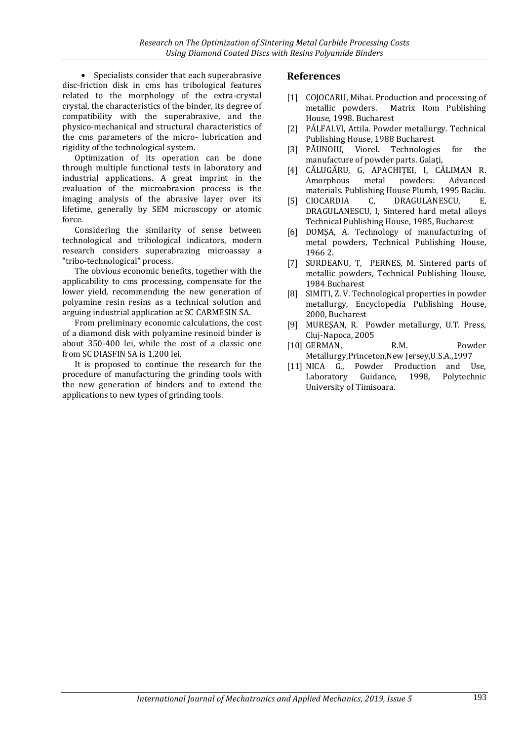- Specialists consider that each superabrasive disc-friction disk in cms has tribological features related to the morphology of the extra-crystal crystal, the characteristics of the binder, its degree of compatibility with the superabrasive, and the physico-mechanical and structural characteristics of the cms parameters of the micro- lubrication and rigidity of the technological system.

Optimization of its operation can be done through multiple functional tests in laboratory and industrial applications. A great imprint in the evaluation of the microabrasion process is the imaging analysis of the abrasive layer over its lifetime, generally by SEM microscopy or atomic force.

Considering the similarity of sense between technological and tribological indicators, modern research considers superabrazing microassay a "tribo-technological" process.

The obvious economic benefits, together with the applicability to cms processing, compensate for the lower yield, recommending the new generation of polyamine resin resins as a technical solution and arguing industrial application at SC CARMESIN SA.

From preliminary economic calculations, the cost of a diamond disk with polyamine resinoid binder is about 350-400 lei, while the cost of a classic one from SC DIASFIN SA is 1,200 lei.

It is proposed to continue the research for the procedure of manufacturing the grinding tools with the new generation of binders and to extend the applications to new types of grinding tools.

## References

[1] COJOCARU, Mihai. Production and processing of metallic powders. Matrix Rom Publishing House, 1998. Bucharest

[2] PÁLFALVI, Attila. Powder metallurgy. Technical Publishing House, 1988 Bucharest

[3] PĂUNOIU, Viorel. Technologies for the manufacture of powder parts. Galați,

[4] CĂLUGĂRU, G, APACHIȚEI, I, CĂLIMAN R. Amorphous metal powders: Advanced materials. Publishing House Plumb, 1995 Bacău.

[5] CIOCARDIA C, DRAGULANESCU, E, DRAGULANESCU, I, Sintered hard metal alloys Technical Publishing House, 1985, Bucharest

[6] DOMȘA, A. Technology of manufacturing of metal powders, Technical Publishing House, 1966 2.

[7] SURDEANU, T, PERNES, M. Sintered parts of metallic powders, Technical Publishing House, 1984 Bucharest

[8] SIMITI, Z. V. Technological properties in powder metallurgy, Encyclopedia Publishing House, 2000, Bucharest

[9] MUREȘAN, R. Powder metallurgy, U.T. Press, Cluj-Napoca, 2005

[10] GERMAN, R.M. Powder Metallurgy,Princeton,New Jersey,U.S.A.,1997

[11] NICA G., Powder Production and Use, Laboratory Guidance, 1998, Polytechnic University of Timisoara.